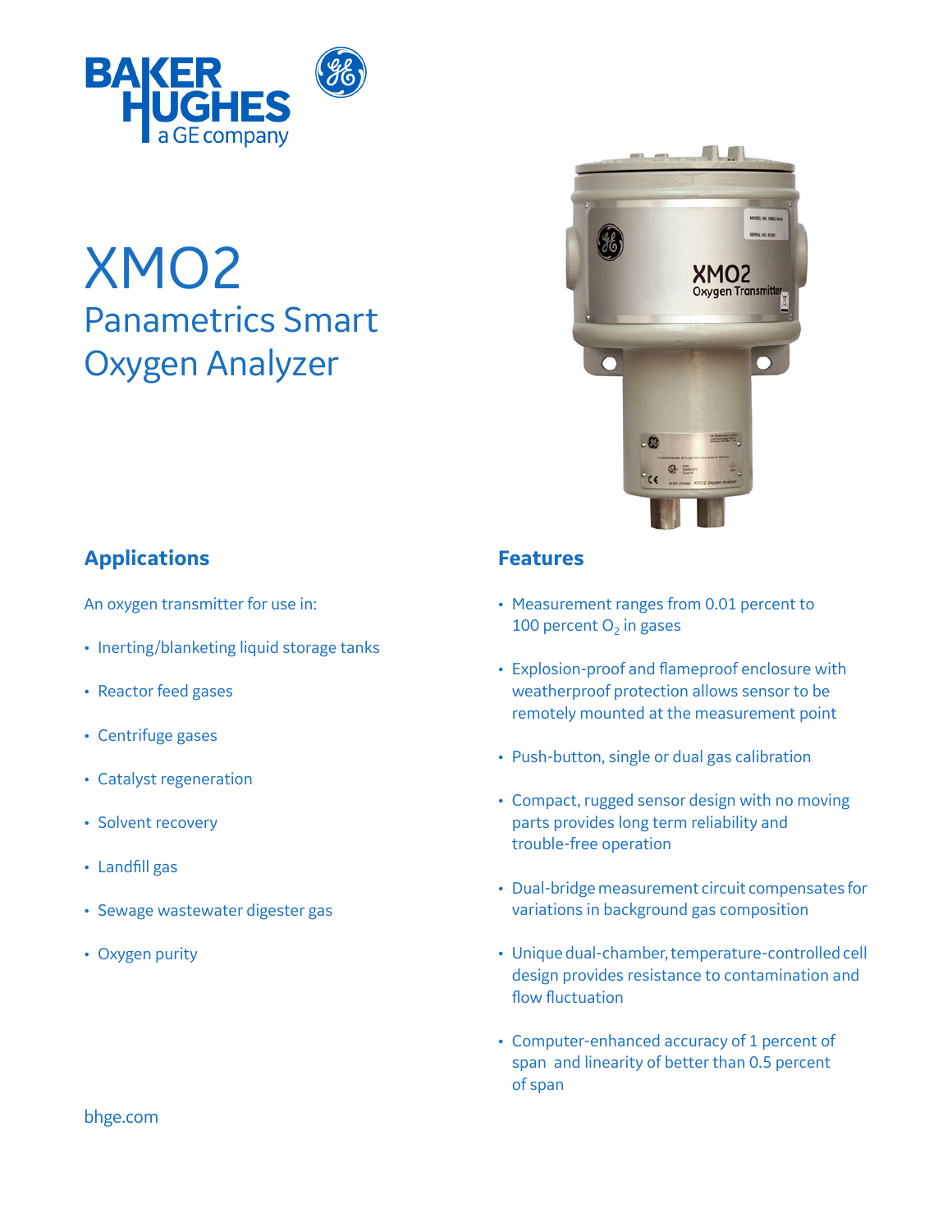# XMO2

## Panametrics Smart Oxygen Analyzer

### Applications

An oxygen transmitter for use in:

- Inerting/blanketing liquid storage tanks
- Reactor feed gases
- Centrifuge gases
- Catalyst regeneration
- Solvent recovery
- Landfill gas
- Sewage wastewater digester gas
- Oxygen purity

### Features

- Measurement ranges from 0.01 percent to 100 percent $O_2$ in gases
- Explosion-proof and flameproof enclosure with weatherproof protection allows sensor to be remotely mounted at the measurement point
- Push-button, single or dual gas calibration
- Compact, rugged sensor design with no moving parts provides long term reliability and trouble-free operation
- Dual-bridge measurement circuit compensates for variations in background gas composition
- Unique dual-chamber, temperature-controlled cell design provides resistance to contamination and flow fluctuation
- Computer-enhanced accuracy of 1 percent of span and linearity of better than 0.5 percent of span

bhge.com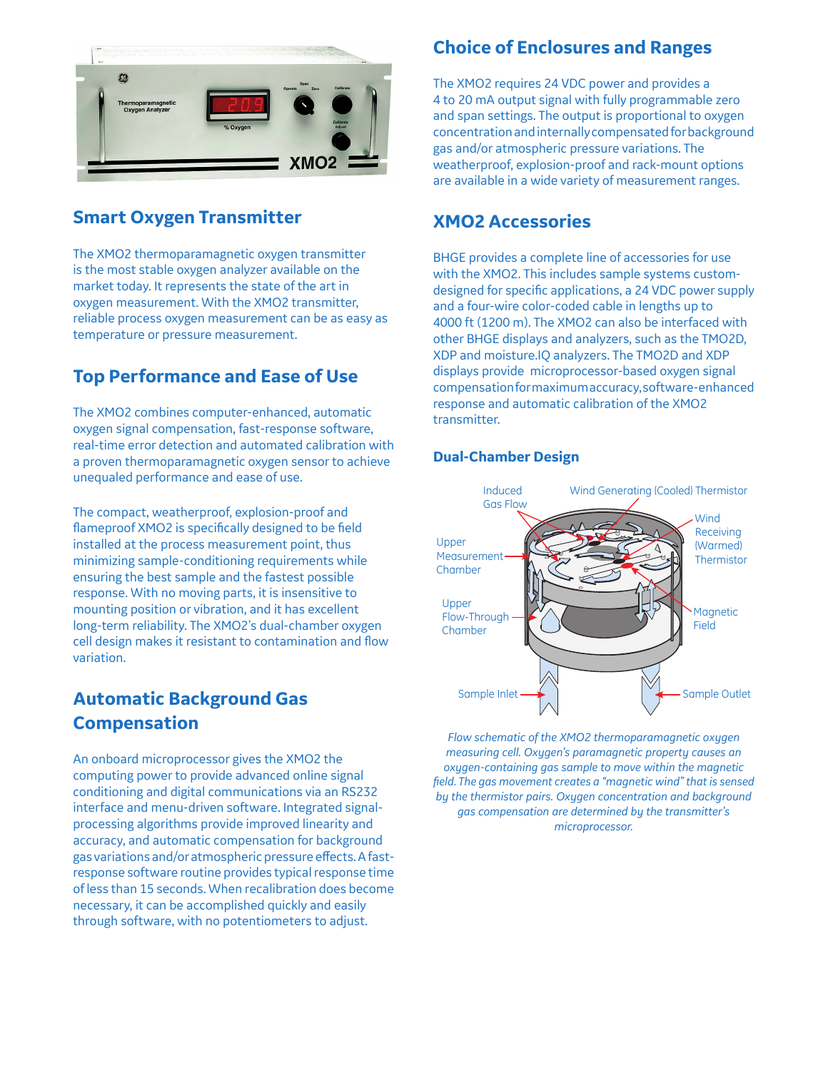## Smart Oxygen Transmitter

The XMO2 thermoparamagnetic oxygen transmitter is the most stable oxygen analyzer available on the market today. It represents the state of the art in oxygen measurement. With the XMO2 transmitter, reliable process oxygen measurement can be as easy as temperature or pressure measurement.

## Top Performance and Ease of Use

The XMO2 combines computer-enhanced, automatic oxygen signal compensation, fast-response software, real-time error detection and automated calibration with a proven thermoparamagnetic oxygen sensor to achieve unequaled performance and ease of use.

The compact, weatherproof, explosion-proof and flameproof XMO2 is specifically designed to be field installed at the process measurement point, thus minimizing sample-conditioning requirements while ensuring the best sample and the fastest possible response. With no moving parts, it is insensitive to mounting position or vibration, and it has excellent long-term reliability. The XMO2's dual-chamber oxygen cell design makes it resistant to contamination and flow variation.

## Automatic Background Gas Compensation

An onboard microprocessor gives the XMO2 the computing power to provide advanced online signal conditioning and digital communications via an RS232 interface and menu-driven software. Integrated signal-processing algorithms provide improved linearity and accuracy, and automatic compensation for background gas variations and/or atmospheric pressure effects. A fast-response software routine provides typical response time of less than 15 seconds. When recalibration does become necessary, it can be accomplished quickly and easily through software, with no potentiometers to adjust.

## Choice of Enclosures and Ranges

The XMO2 requires 24 VDC power and provides a 4 to 20 mA output signal with fully programmable zero and span settings. The output is proportional to oxygen concentration and internally compensated for background gas and/or atmospheric pressure variations. The weatherproof, explosion-proof and rack-mount options are available in a wide variety of measurement ranges.

## XMO2 Accessories

BHGE provides a complete line of accessories for use with the XMO2. This includes sample systems custom-designed for specific applications, a 24 VDC power supply and a four-wire color-coded cable in lengths up to 4000 ft (1200 m). The XMO2 can also be interfaced with other BHGE displays and analyzers, such as the TMO2D, XDP and moisture.IQ analyzers. The TMO2D and XDP displays provide microprocessor-based oxygen signal compensation for maximum accuracy, software-enhanced response and automatic calibration of the XMO2 transmitter.

### Dual-Chamber Design

*Flow schematic of the XMO2 thermoparamagnetic oxygen measuring cell. Oxygen's paramagnetic property causes an oxygen-containing gas sample to move within the magnetic field. The gas movement creates a "magnetic wind" that is sensed by the thermistor pairs. Oxygen concentration and background gas compensation are determined by the transmitter's microprocessor.*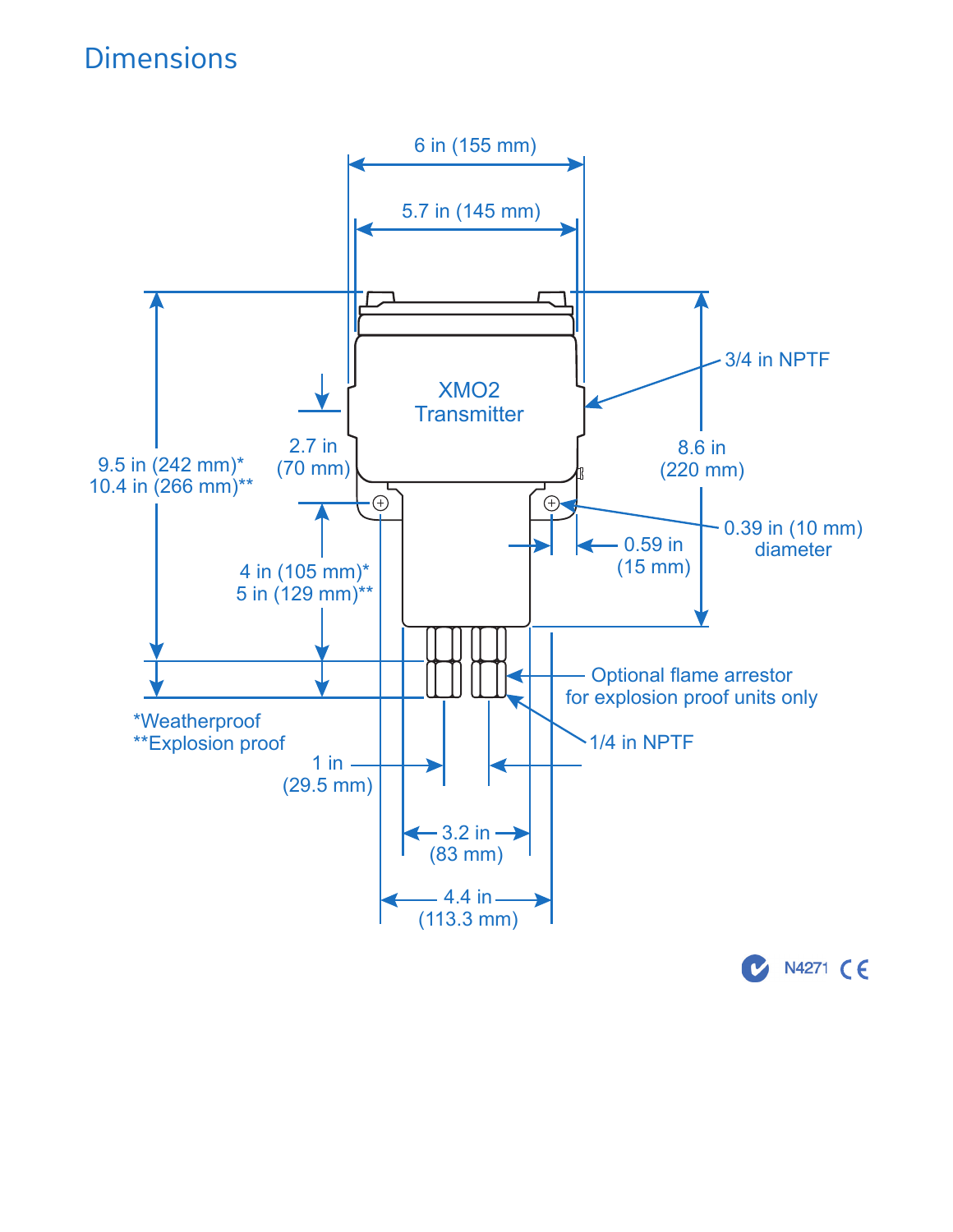# Dimensions

XMO2 Transmitter

6 in (155 mm)

5.7 in (145 mm)

3/4 in NPTF

8.6 in (220 mm)

2.7 in (70 mm)

9.5 in (242 mm)*
10.4 in (266 mm)**

0.39 in (10 mm) diameter

0.59 in (15 mm)

4 in (105 mm)*
5 in (129 mm)**

Optional flame arrestor for explosion proof units only

1/4 in NPTF

*Weatherproof
**Explosion proof

1 in (29.5 mm)

3.2 in (83 mm)

4.4 in (113.3 mm)

N4271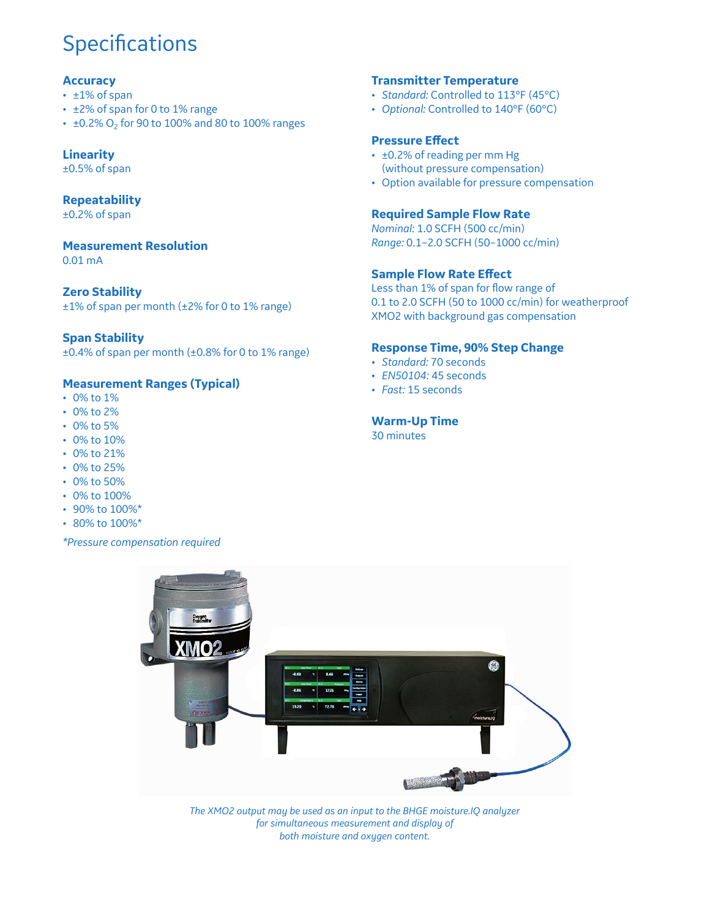# Specifications

## Accuracy

- ±1% of span
- ±2% of span for 0 to 1% range
- ±0.2% $O_2$ for 90 to 100% and 80 to 100% ranges

## Linearity

±0.5% of span

## Repeatability

±0.2% of span

## Measurement Resolution

0.01 mA

## Zero Stability

±1% of span per month (±2% for 0 to 1% range)

## Span Stability

±0.4% of span per month (±0.8% for 0 to 1% range)

## Measurement Ranges (Typical)

- 0% to 1%
- 0% to 2%
- 0% to 5%
- 0% to 10%
- 0% to 21%
- 0% to 25%
- 0% to 50%
- 0% to 100%
- 90% to 100%*
- 80% to 100%*

*\*Pressure compensation required*

## Transmitter Temperature

- *Standard:* Controlled to 113°F (45°C)
- *Optional:* Controlled to 140°F (60°C)

## Pressure Effect

- ±0.2% of reading per mm Hg (without pressure compensation)
- Option available for pressure compensation

## Required Sample Flow Rate

*Nominal:* 1.0 SCFH (500 cc/min)
*Range:* 0.1–2.0 SCFH (50–1000 cc/min)

## Sample Flow Rate Effect

Less than 1% of span for flow range of 0.1 to 2.0 SCFH (50 to 1000 cc/min) for weatherproof XMO2 with background gas compensation

## Response Time, 90% Step Change

- *Standard:* 70 seconds
- *EN50104:* 45 seconds
- *Fast:* 15 seconds

## Warm-Up Time

30 minutes

*The XMO2 output may be used as an input to the BHGE moisture.IQ analyzer for simultaneous measurement and display of both moisture and oxygen content.*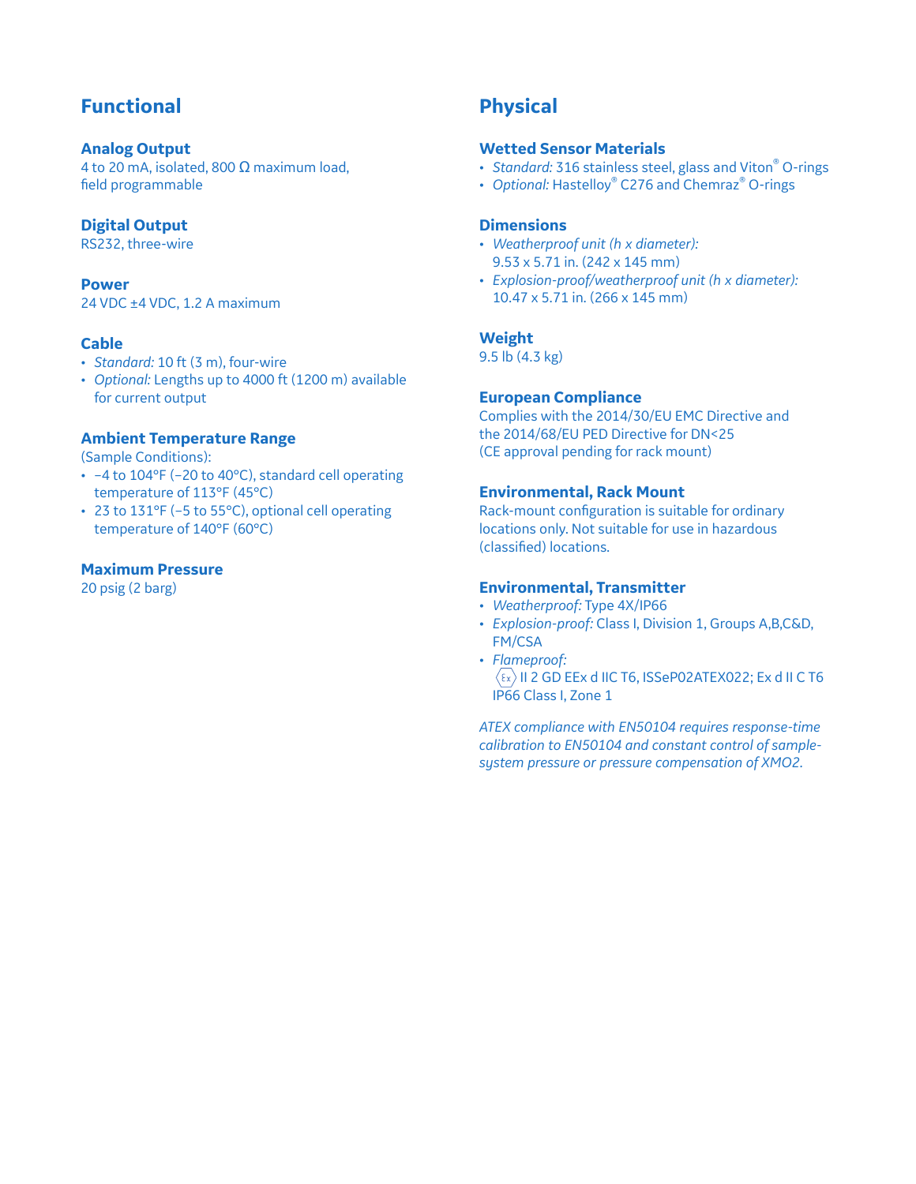## Functional

### Analog Output

4 to 20 mA, isolated, 800 Ω maximum load, field programmable

### Digital Output

RS232, three-wire

### Power

24 VDC ±4 VDC, 1.2 A maximum

### Cable

- *Standard:* 10 ft (3 m), four-wire
- *Optional:* Lengths up to 4000 ft (1200 m) available for current output

### Ambient Temperature Range

(Sample Conditions):

- −4 to 104°F (−20 to 40°C), standard cell operating temperature of 113°F (45°C)
- 23 to 131°F (−5 to 55°C), optional cell operating temperature of 140°F (60°C)

### Maximum Pressure

20 psig (2 barg)

## Physical

### Wetted Sensor Materials

- *Standard:* 316 stainless steel, glass and Viton® O-rings
- *Optional:* Hastelloy® C276 and Chemraz® O-rings

### Dimensions

- *Weatherproof unit (h x diameter):* 9.53 x 5.71 in. (242 x 145 mm)
- *Explosion-proof/weatherproof unit (h x diameter):* 10.47 x 5.71 in. (266 x 145 mm)

### Weight

9.5 lb (4.3 kg)

### European Compliance

Complies with the 2014/30/EU EMC Directive and the 2014/68/EU PED Directive for DN<25 (CE approval pending for rack mount)

### Environmental, Rack Mount

Rack-mount configuration is suitable for ordinary locations only. Not suitable for use in hazardous (classified) locations.

### Environmental, Transmitter

- *Weatherproof:* Type 4X/IP66
- *Explosion-proof:* Class I, Division 1, Groups A,B,C&D, FM/CSA
- *Flameproof:* Ex II 2 GD EEx d IIC T6, ISSeP02ATEX022; Ex d II C T6 IP66 Class I, Zone 1

*ATEX compliance with EN50104 requires response-time calibration to EN50104 and constant control of sample-system pressure or pressure compensation of XMO2.*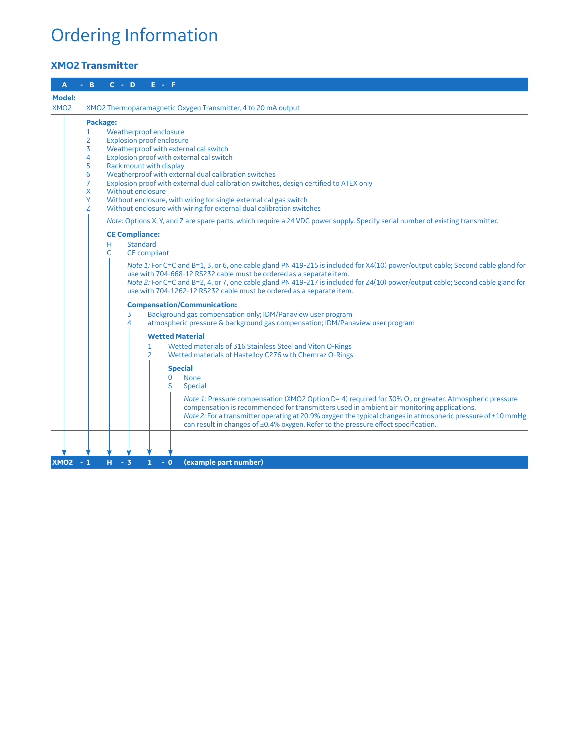# Ordering Information

## XMO2 Transmitter

**A - B C - D E - F**

**Model:**

XMO2 — XMO2 Thermoparamagnetic Oxygen Transmitter, 4 to 20 mA output

**Package:**

- 1 — Weatherproof enclosure
- 2 — Explosion proof enclosure
- 3 — Weatherproof with external cal switch
- 4 — Explosion proof with external cal switch
- 5 — Rack mount with display
- 6 — Weatherproof with external dual calibration switches
- 7 — Explosion proof with external dual calibration switches, design certified to ATEX only
- X — Without enclosure
- Y — Without enclosure, with wiring for single external cal gas switch
- Z — Without enclosure with wiring for external dual calibration switches

*Note:* Options X, Y, and Z are spare parts, which require a 24 VDC power supply. Specify serial number of existing transmitter.

**CE Compliance:**

- H — Standard
- C — CE compliant

*Note 1:* For C=C and B=1, 3, or 6, one cable gland PN 419-215 is included for X4(10) power/output cable; Second cable gland for use with 704-668-12 RS232 cable must be ordered as a separate item.
*Note 2:* For C=C and B=2, 4, or 7, one cable gland PN 419-217 is included for Z4(10) power/output cable; Second cable gland for use with 704-1262-12 RS232 cable must be ordered as a separate item.

**Compensation/Communication:**

- 3 — Background gas compensation only; IDM/Panaview user program
- 4 — atmospheric pressure & background gas compensation; IDM/Panaview user program

**Wetted Material**

- 1 — Wetted materials of 316 Stainless Steel and Viton O-Rings
- 2 — Wetted materials of Hastelloy C276 with Chemraz O-Rings

**Special**

- 0 — None
- S — Special

*Note 1:* Pressure compensation (XMO2 Option D= 4) required for 30% $O_2$ or greater. Atmospheric pressure compensation is recommended for transmitters used in ambient air monitoring applications.
*Note 2:* For a transmitter operating at 20.9% oxygen the typical changes in atmospheric pressure of ±10 mmHg can result in changes of ±0.4% oxygen. Refer to the pressure effect specification.

**XMO2 - 1 H - 3 1 - 0 (example part number)**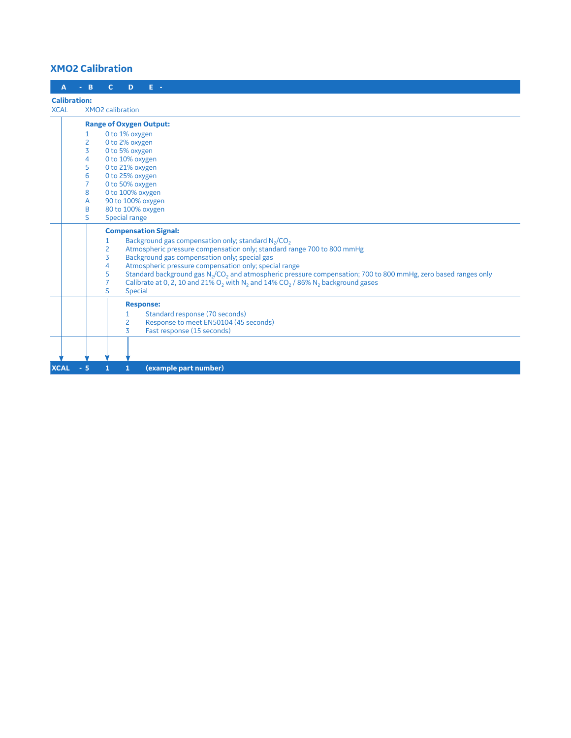## XMO2 Calibration

**A - B C D E -**

**Calibration:**

XCAL XMO2 calibration

**Range of Oxygen Output:**

| Code | Description |
|---|---|
| 1 | 0 to 1% oxygen |
| 2 | 0 to 2% oxygen |
| 3 | 0 to 5% oxygen |
| 4 | 0 to 10% oxygen |
| 5 | 0 to 21% oxygen |
| 6 | 0 to 25% oxygen |
| 7 | 0 to 50% oxygen |
| 8 | 0 to 100% oxygen |
| A | 90 to 100% oxygen |
| B | 80 to 100% oxygen |
| S | Special range |

**Compensation Signal:**

| Code | Description |
|---|---|
| 1 | Background gas compensation only; standard $N_2/CO_2$ |
| 2 | Atmospheric pressure compensation only; standard range 700 to 800 mmHg |
| 3 | Background gas compensation only; special gas |
| 4 | Atmospheric pressure compensation only; special range |
| 5 | Standard background gas $N_2/CO_2$ and atmospheric pressure compensation; 700 to 800 mmHg, zero based ranges only |
| 7 | Calibrate at 0, 2, 10 and 21% $O_2$ with $N_2$ and 14% $CO_2$ / 86% $N_2$ background gases |
| S | Special |

**Response:**

| Code | Description |
|---|---|
| 1 | Standard response (70 seconds) |
| 2 | Response to meet EN50104 (45 seconds) |
| 3 | Fast response (15 seconds) |

**XCAL - 5 1 1 (example part number)**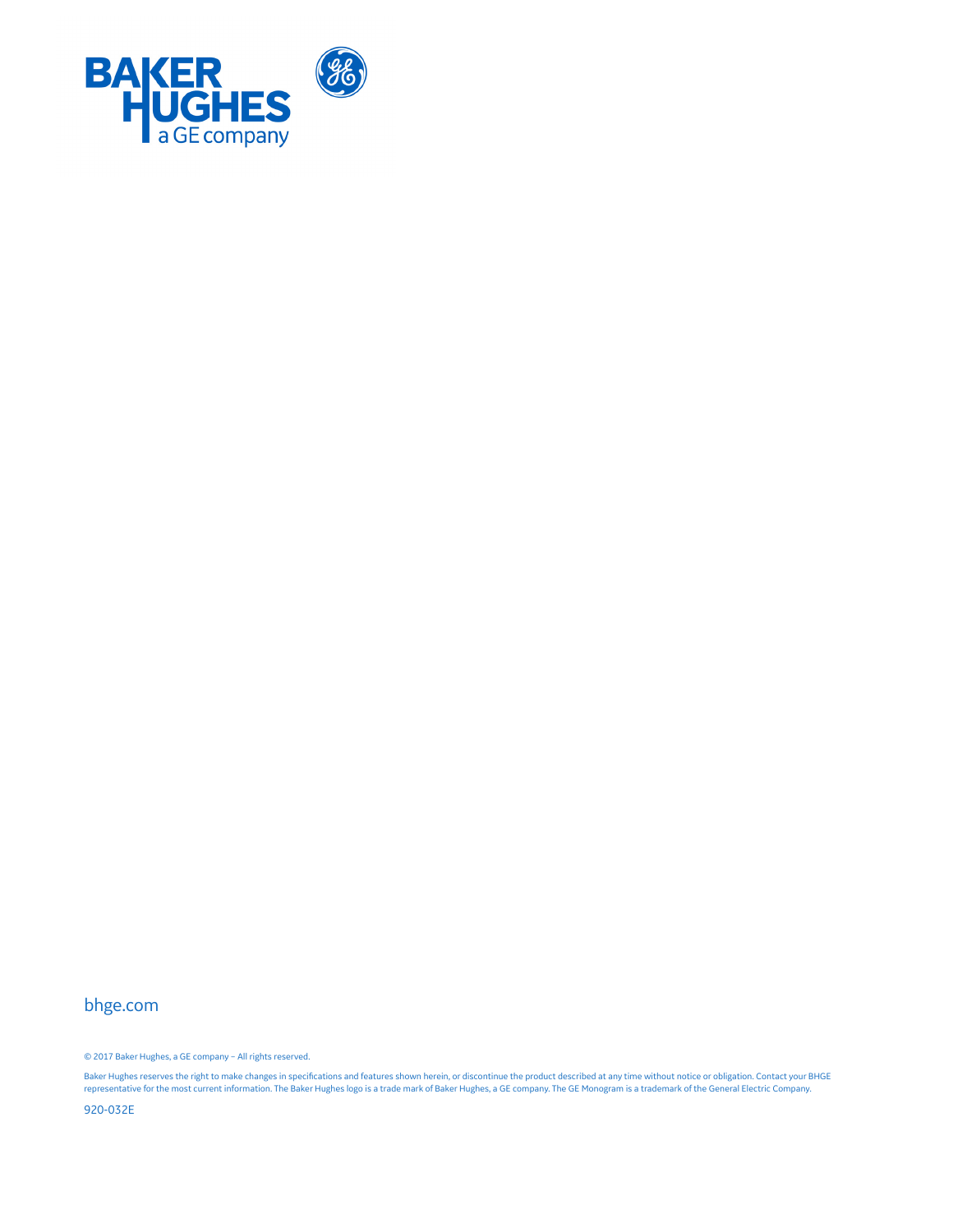BAKER HUGHES
a GE company

bhge.com

© 2017 Baker Hughes, a GE company – All rights reserved.

Baker Hughes reserves the right to make changes in specifications and features shown herein, or discontinue the product described at any time without notice or obligation. Contact your BHGE representative for the most current information. The Baker Hughes logo is a trade mark of Baker Hughes, a GE company. The GE Monogram is a trademark of the General Electric Company.

920-032E